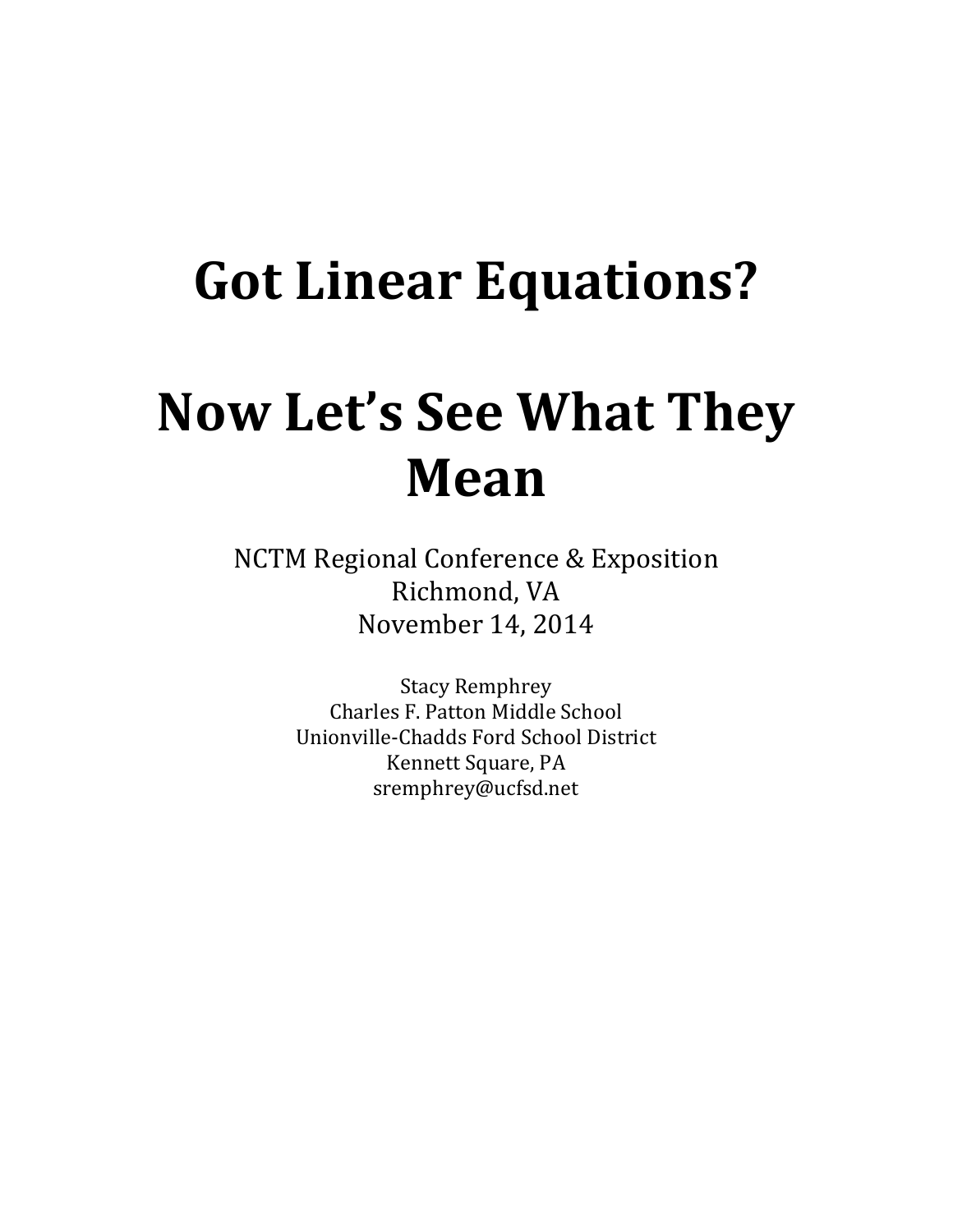# Got Linear Equations?

# Now Let's See What They Mean

NCTM Regional Conference & Exposition
Richmond, VA
November 14, 2014

Stacy Remphrey
Charles F. Patton Middle School
Unionville-Chadds Ford School District
Kennett Square, PA
sremphrey@ucfsd.net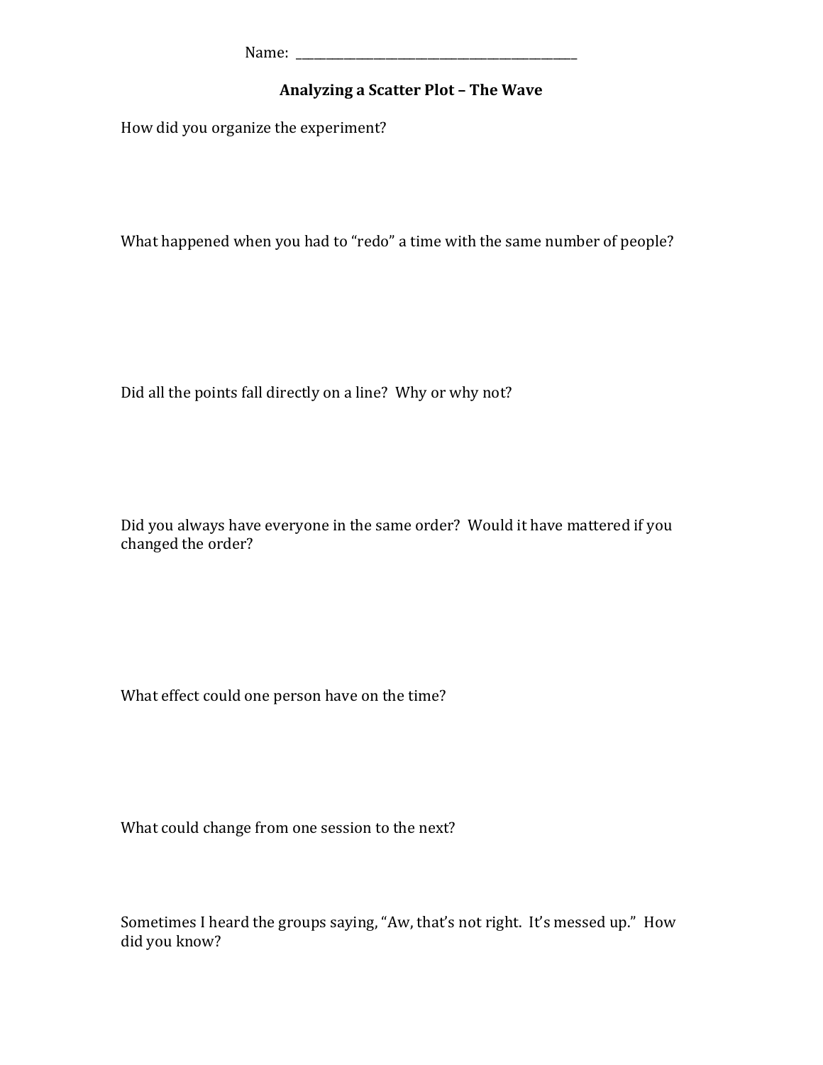Name: ________________________________________

## Analyzing a Scatter Plot – The Wave

How did you organize the experiment?

What happened when you had to "redo" a time with the same number of people?

Did all the points fall directly on a line? Why or why not?

Did you always have everyone in the same order? Would it have mattered if you changed the order?

What effect could one person have on the time?

What could change from one session to the next?

Sometimes I heard the groups saying, "Aw, that's not right. It's messed up." How did you know?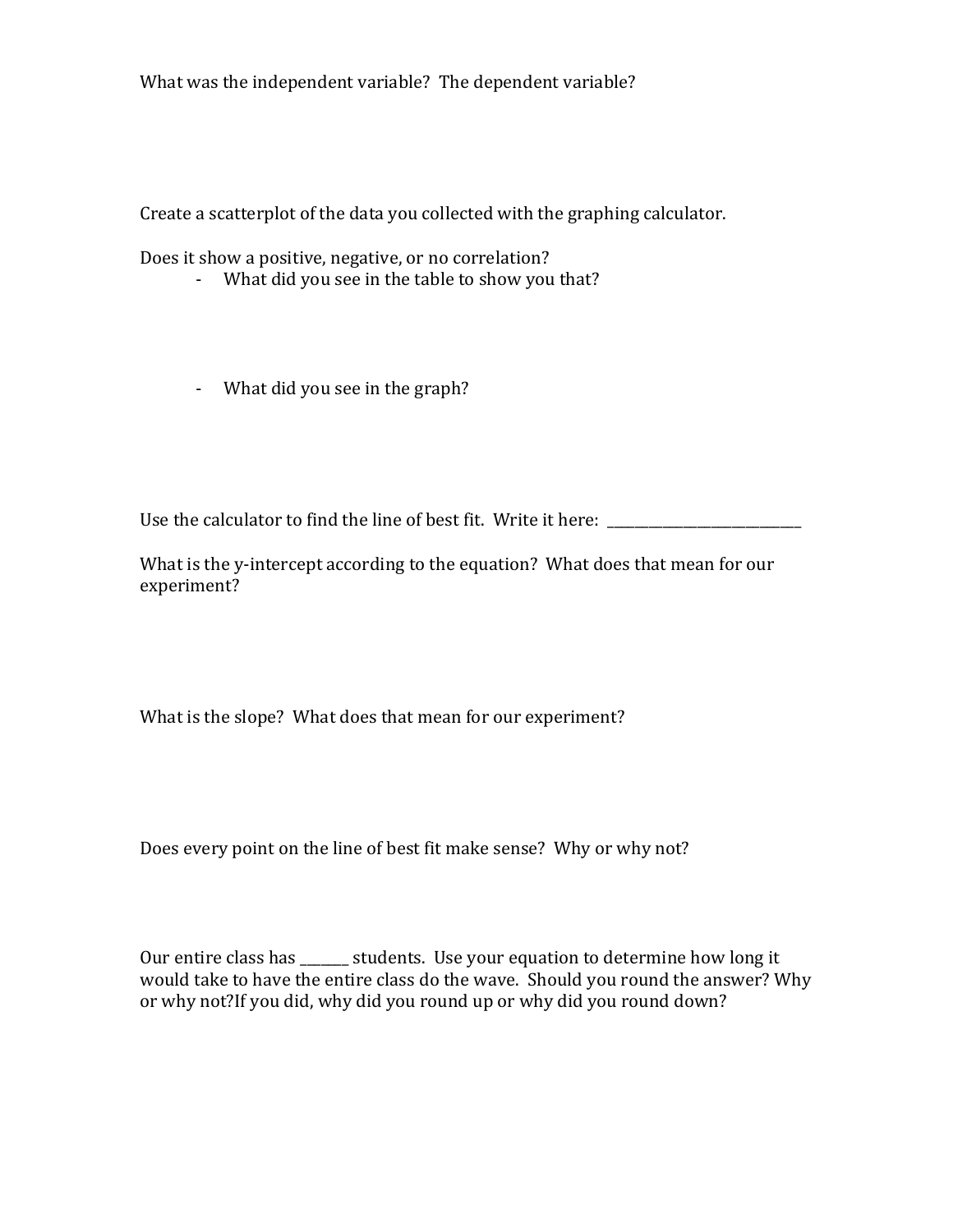What was the independent variable?  The dependent variable?

Create a scatterplot of the data you collected with the graphing calculator.

Does it show a positive, negative, or no correlation?

- What did you see in the table to show you that?

- What did you see in the graph?

Use the calculator to find the line of best fit.  Write it here:  ____________________________

What is the y-intercept according to the equation?  What does that mean for our experiment?

What is the slope?  What does that mean for our experiment?

Does every point on the line of best fit make sense?  Why or why not?

Our entire class has _______ students.  Use your equation to determine how long it would take to have the entire class do the wave.  Should you round the answer? Why or why not?If you did, why did you round up or why did you round down?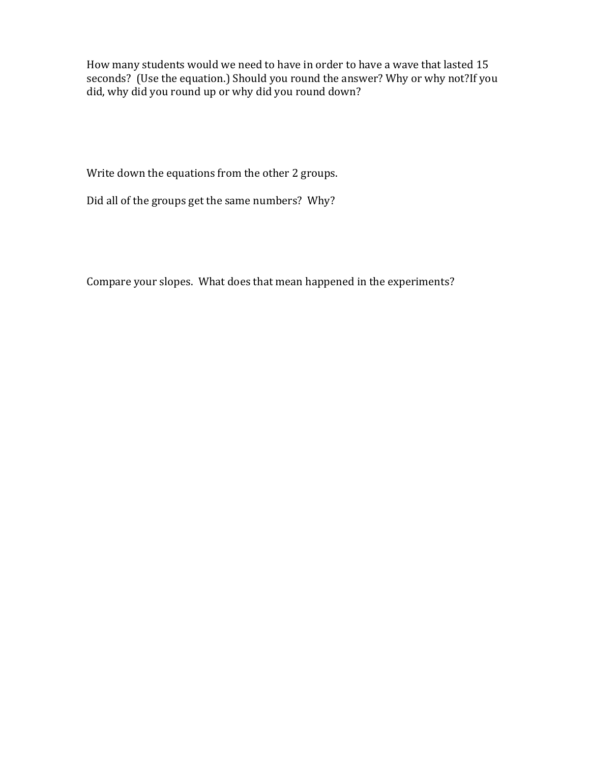How many students would we need to have in order to have a wave that lasted 15 seconds? (Use the equation.) Should you round the answer? Why or why not?If you did, why did you round up or why did you round down?

Write down the equations from the other 2 groups.

Did all of the groups get the same numbers? Why?

Compare your slopes. What does that mean happened in the experiments?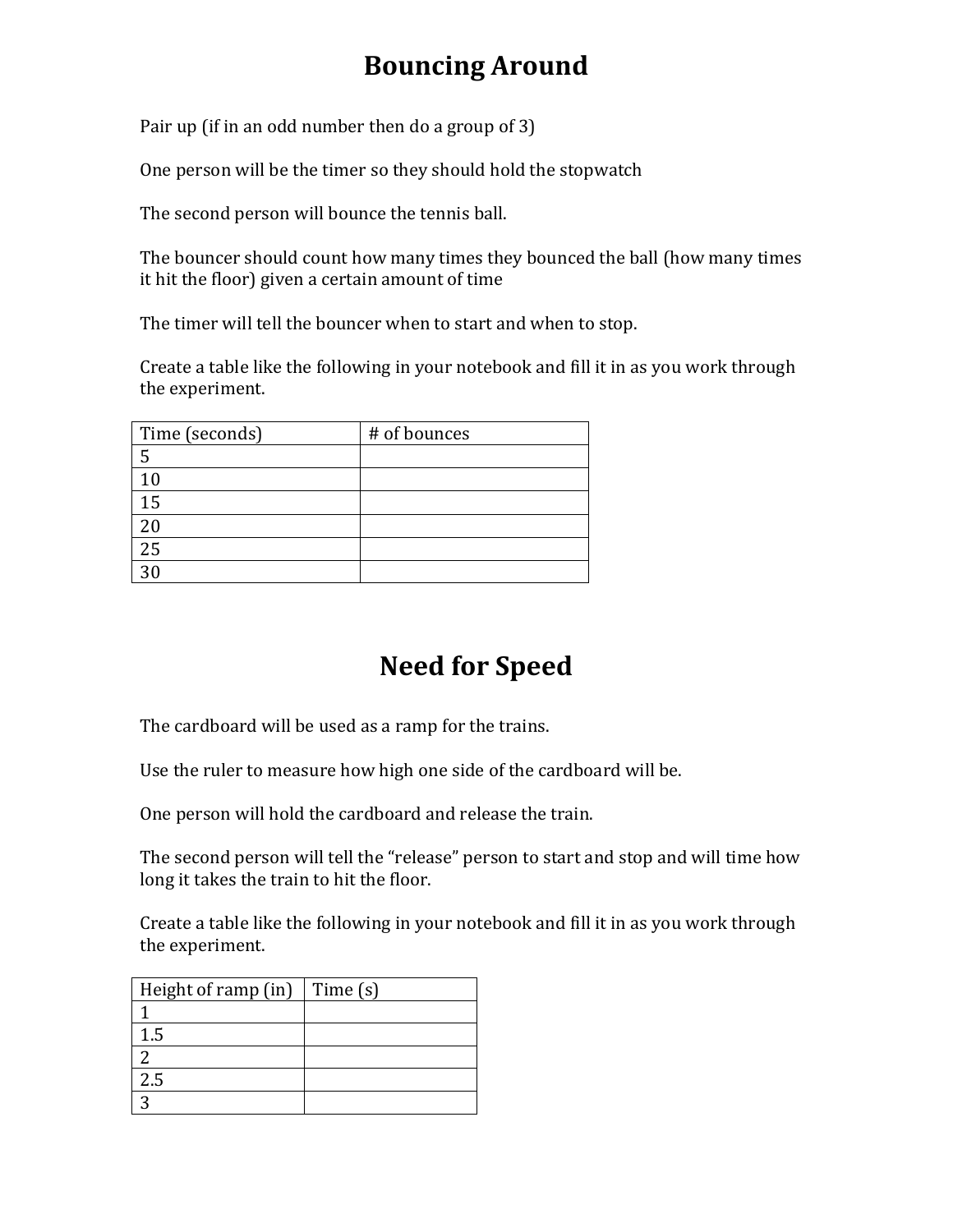# Bouncing Around

Pair up (if in an odd number then do a group of 3)

One person will be the timer so they should hold the stopwatch

The second person will bounce the tennis ball.

The bouncer should count how many times they bounced the ball (how many times it hit the floor) given a certain amount of time

The timer will tell the bouncer when to start and when to stop.

Create a table like the following in your notebook and fill it in as you work through the experiment.

| Time (seconds) | # of bounces |
|---|---|
| 5 | |
| 10 | |
| 15 | |
| 20 | |
| 25 | |
| 30 | |

# Need for Speed

The cardboard will be used as a ramp for the trains.

Use the ruler to measure how high one side of the cardboard will be.

One person will hold the cardboard and release the train.

The second person will tell the "release" person to start and stop and will time how long it takes the train to hit the floor.

Create a table like the following in your notebook and fill it in as you work through the experiment.

| Height of ramp (in) | Time (s) |
|---|---|
| 1 | |
| 1.5 | |
| 2 | |
| 2.5 | |
| 3 | |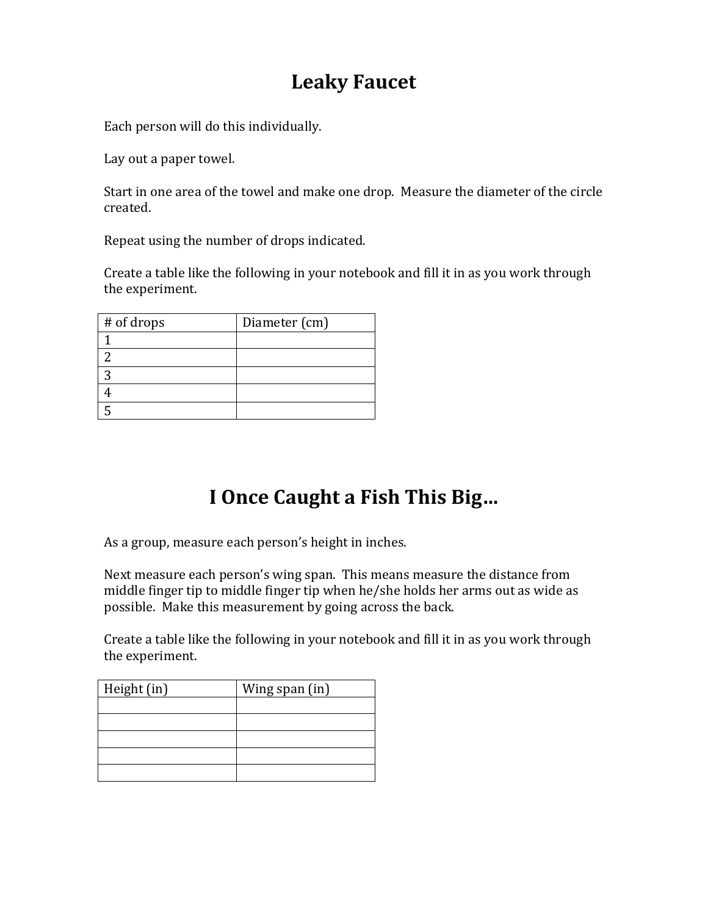# Leaky Faucet

Each person will do this individually.

Lay out a paper towel.

Start in one area of the towel and make one drop. Measure the diameter of the circle created.

Repeat using the number of drops indicated.

Create a table like the following in your notebook and fill it in as you work through the experiment.

| # of drops | Diameter (cm) |
|---|---|
| 1 | |
| 2 | |
| 3 | |
| 4 | |
| 5 | |

# I Once Caught a Fish This Big…

As a group, measure each person's height in inches.

Next measure each person's wing span. This means measure the distance from middle finger tip to middle finger tip when he/she holds her arms out as wide as possible. Make this measurement by going across the back.

Create a table like the following in your notebook and fill it in as you work through the experiment.

| Height (in) | Wing span (in) |
|---|---|
| | |
| | |
| | |
| | |
| | |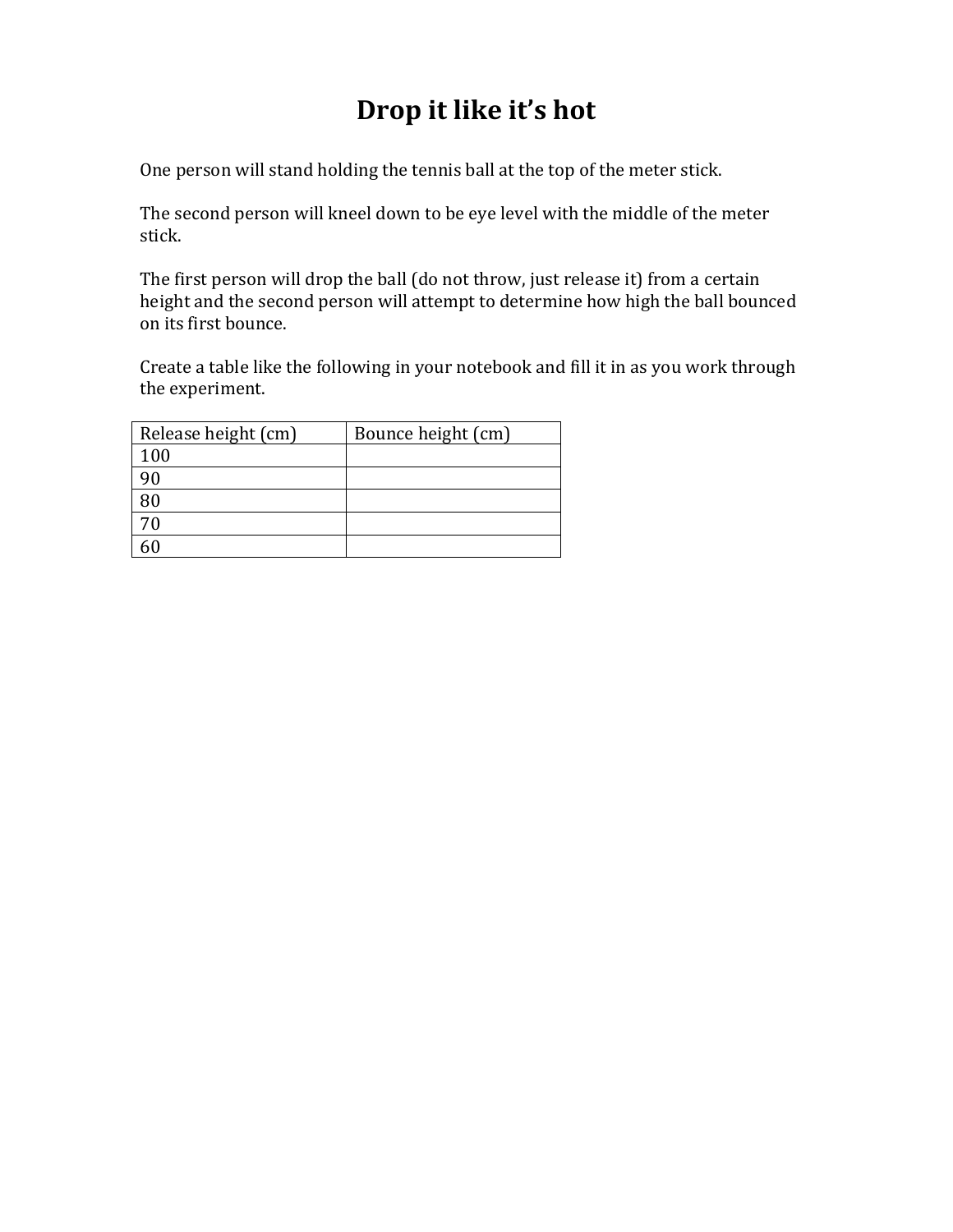# Drop it like it's hot

One person will stand holding the tennis ball at the top of the meter stick.

The second person will kneel down to be eye level with the middle of the meter stick.

The first person will drop the ball (do not throw, just release it) from a certain height and the second person will attempt to determine how high the ball bounced on its first bounce.

Create a table like the following in your notebook and fill it in as you work through the experiment.

| Release height (cm) | Bounce height (cm) |
|---|---|
| 100 | |
| 90 | |
| 80 | |
| 70 | |
| 60 | |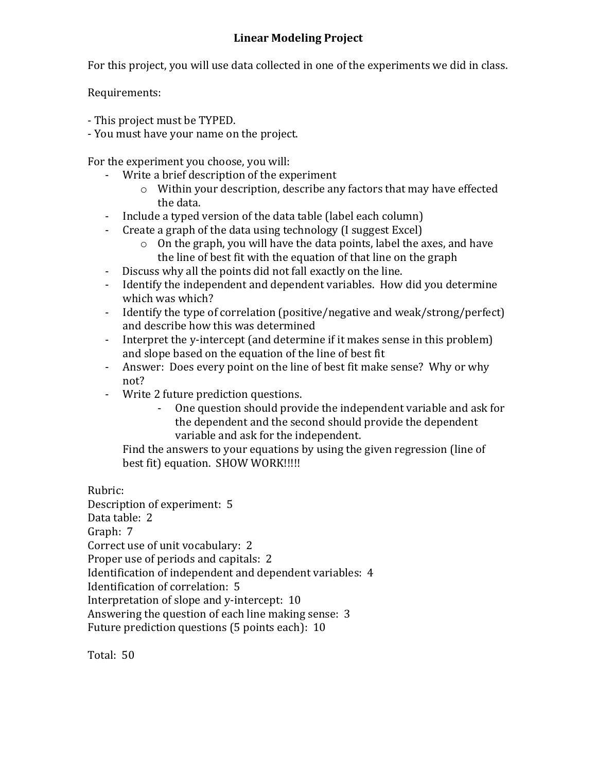# Linear Modeling Project

For this project, you will use data collected in one of the experiments we did in class.

Requirements:

- This project must be TYPED.
- You must have your name on the project.

For the experiment you choose, you will:

- Write a brief description of the experiment
    - Within your description, describe any factors that may have effected the data.
- Include a typed version of the data table (label each column)
- Create a graph of the data using technology (I suggest Excel)
    - On the graph, you will have the data points, label the axes, and have the line of best fit with the equation of that line on the graph
- Discuss why all the points did not fall exactly on the line.
- Identify the independent and dependent variables. How did you determine which was which?
- Identify the type of correlation (positive/negative and weak/strong/perfect) and describe how this was determined
- Interpret the y-intercept (and determine if it makes sense in this problem) and slope based on the equation of the line of best fit
- Answer: Does every point on the line of best fit make sense? Why or why not?
- Write 2 future prediction questions.
    - One question should provide the independent variable and ask for the dependent and the second should provide the dependent variable and ask for the independent.

  Find the answers to your equations by using the given regression (line of best fit) equation. SHOW WORK!!!!!

Rubric:
Description of experiment: 5
Data table: 2
Graph: 7
Correct use of unit vocabulary: 2
Proper use of periods and capitals: 2
Identification of independent and dependent variables: 4
Identification of correlation: 5
Interpretation of slope and y-intercept: 10
Answering the question of each line making sense: 3
Future prediction questions (5 points each): 10

Total: 50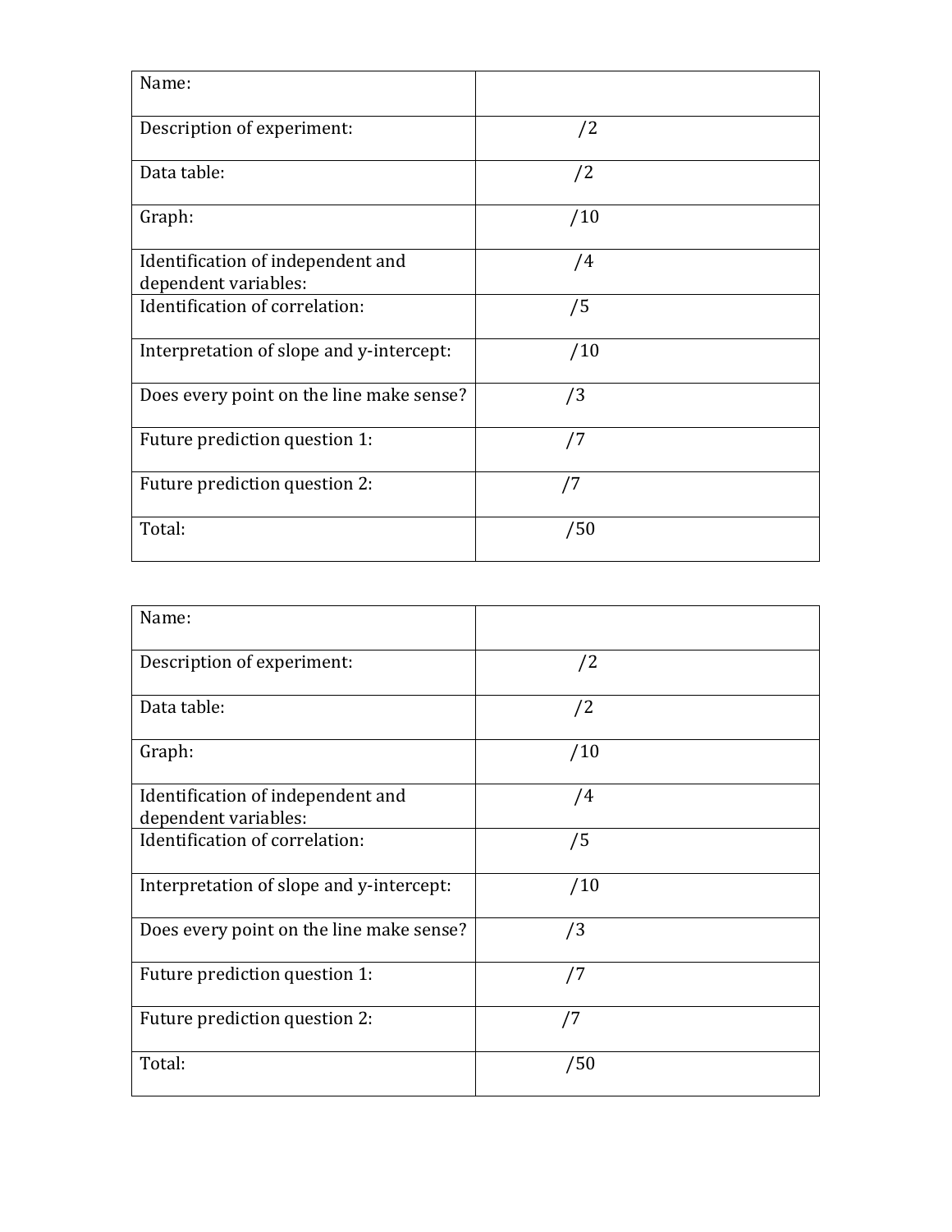| Name: | |
|---|---|
| Description of experiment: | /2 |
| Data table: | /2 |
| Graph: | /10 |
| Identification of independent and dependent variables: | /4 |
| Identification of correlation: | /5 |
| Interpretation of slope and y-intercept: | /10 |
| Does every point on the line make sense? | /3 |
| Future prediction question 1: | /7 |
| Future prediction question 2: | /7 |
| Total: | /50 |

| Name: | |
|---|---|
| Description of experiment: | /2 |
| Data table: | /2 |
| Graph: | /10 |
| Identification of independent and dependent variables: | /4 |
| Identification of correlation: | /5 |
| Interpretation of slope and y-intercept: | /10 |
| Does every point on the line make sense? | /3 |
| Future prediction question 1: | /7 |
| Future prediction question 2: | /7 |
| Total: | /50 |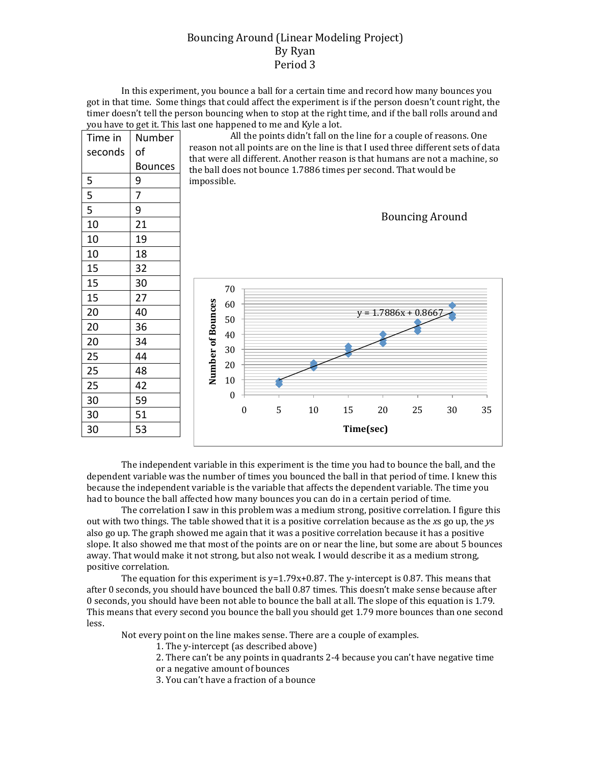# Bouncing Around (Linear Modeling Project)

By Ryan

Period 3

In this experiment, you bounce a ball for a certain time and record how many bounces you got in that time. Some things that could affect the experiment is if the person doesn't count right, the timer doesn't tell the person bouncing when to stop at the right time, and if the ball rolls around and you have to get it. This last one happened to me and Kyle a lot.

| Time in seconds | Number of Bounces |
|---|---|
| 5 | 9 |
| 5 | 7 |
| 5 | 9 |
| 10 | 21 |
| 10 | 19 |
| 10 | 18 |
| 15 | 32 |
| 15 | 30 |
| 15 | 27 |
| 20 | 40 |
| 20 | 36 |
| 20 | 34 |
| 25 | 44 |
| 25 | 48 |
| 25 | 42 |
| 30 | 59 |
| 30 | 51 |
| 30 | 53 |

All the points didn't fall on the line for a couple of reasons. One reason not all points are on the line is that I used three different sets of data that were all different. Another reason is that humans are not a machine, so the ball does not bounce 1.7886 times per second. That would be impossible.

Bouncing Around

$y = 1.7886x + 0.8667$

Number of Bounces vs. Time(sec)

The independent variable in this experiment is the time you had to bounce the ball, and the dependent variable was the number of times you bounced the ball in that period of time. I knew this because the independent variable is the variable that affects the dependent variable. The time you had to bounce the ball affected how many bounces you can do in a certain period of time.

The correlation I saw in this problem was a medium strong, positive correlation. I figure this out with two things. The table showed that it is a positive correlation because as the *x*s go up, the *y*s also go up. The graph showed me again that it was a positive correlation because it has a positive slope. It also showed me that most of the points are on or near the line, but some are about 5 bounces away. That would make it not strong, but also not weak. I would describe it as a medium strong, positive correlation.

The equation for this experiment is $y=1.79x+0.87$. The y-intercept is 0.87. This means that after 0 seconds, you should have bounced the ball 0.87 times. This doesn't make sense because after 0 seconds, you should have been not able to bounce the ball at all. The slope of this equation is 1.79. This means that every second you bounce the ball you should get 1.79 more bounces than one second less.

Not every point on the line makes sense. There are a couple of examples.

1. The y-intercept (as described above)
2. There can't be any points in quadrants 2-4 because you can't have negative time or a negative amount of bounces
3. You can't have a fraction of a bounce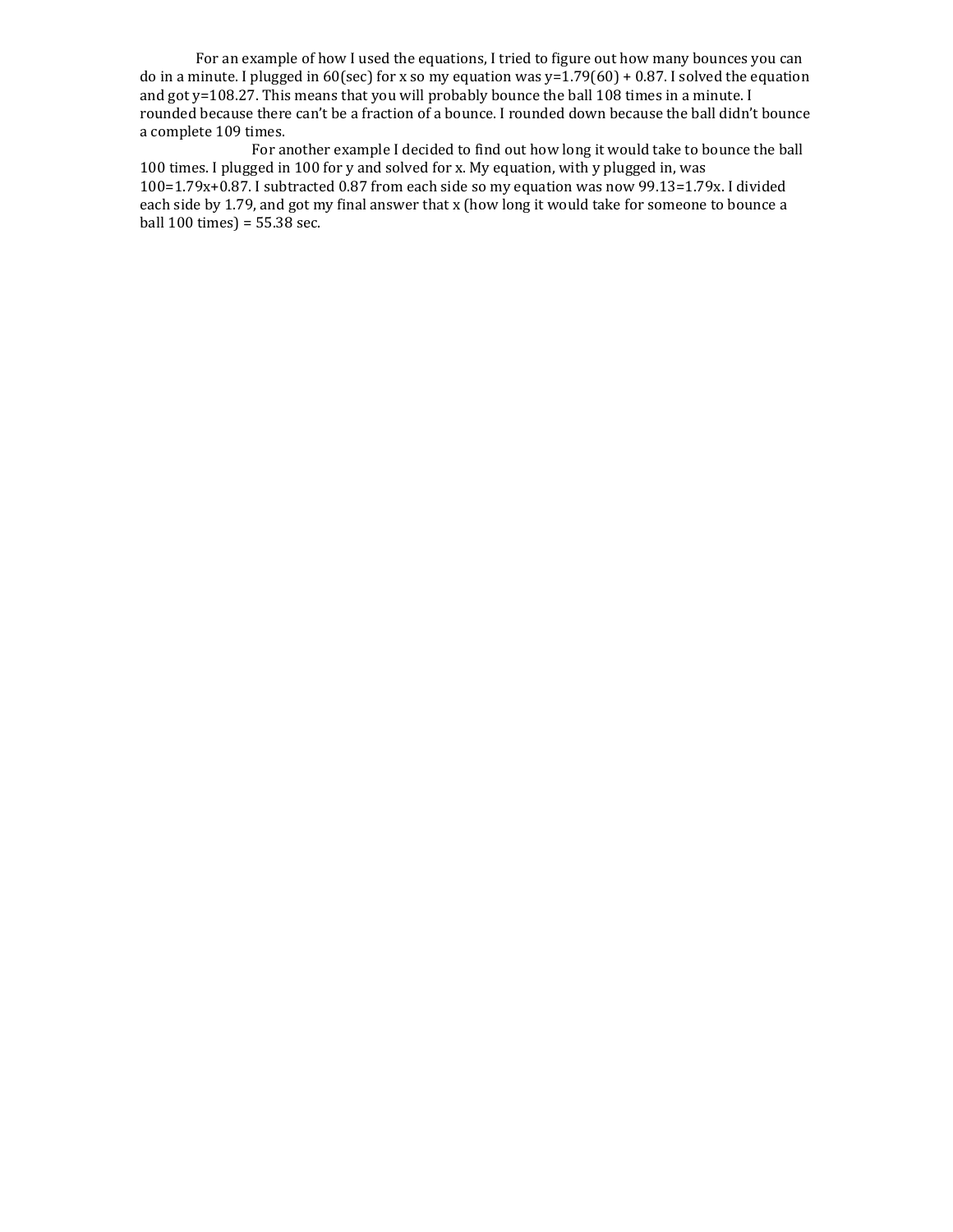For an example of how I used the equations, I tried to figure out how many bounces you can do in a minute. I plugged in 60(sec) for x so my equation was $y=1.79(60) + 0.87$. I solved the equation and got $y=108.27$. This means that you will probably bounce the ball 108 times in a minute. I rounded because there can't be a fraction of a bounce. I rounded down because the ball didn't bounce a complete 109 times.

For another example I decided to find out how long it would take to bounce the ball 100 times. I plugged in 100 for y and solved for x. My equation, with y plugged in, was $100=1.79x+0.87$. I subtracted 0.87 from each side so my equation was now $99.13=1.79x$. I divided each side by 1.79, and got my final answer that x (how long it would take for someone to bounce a ball 100 times) = 55.38 sec.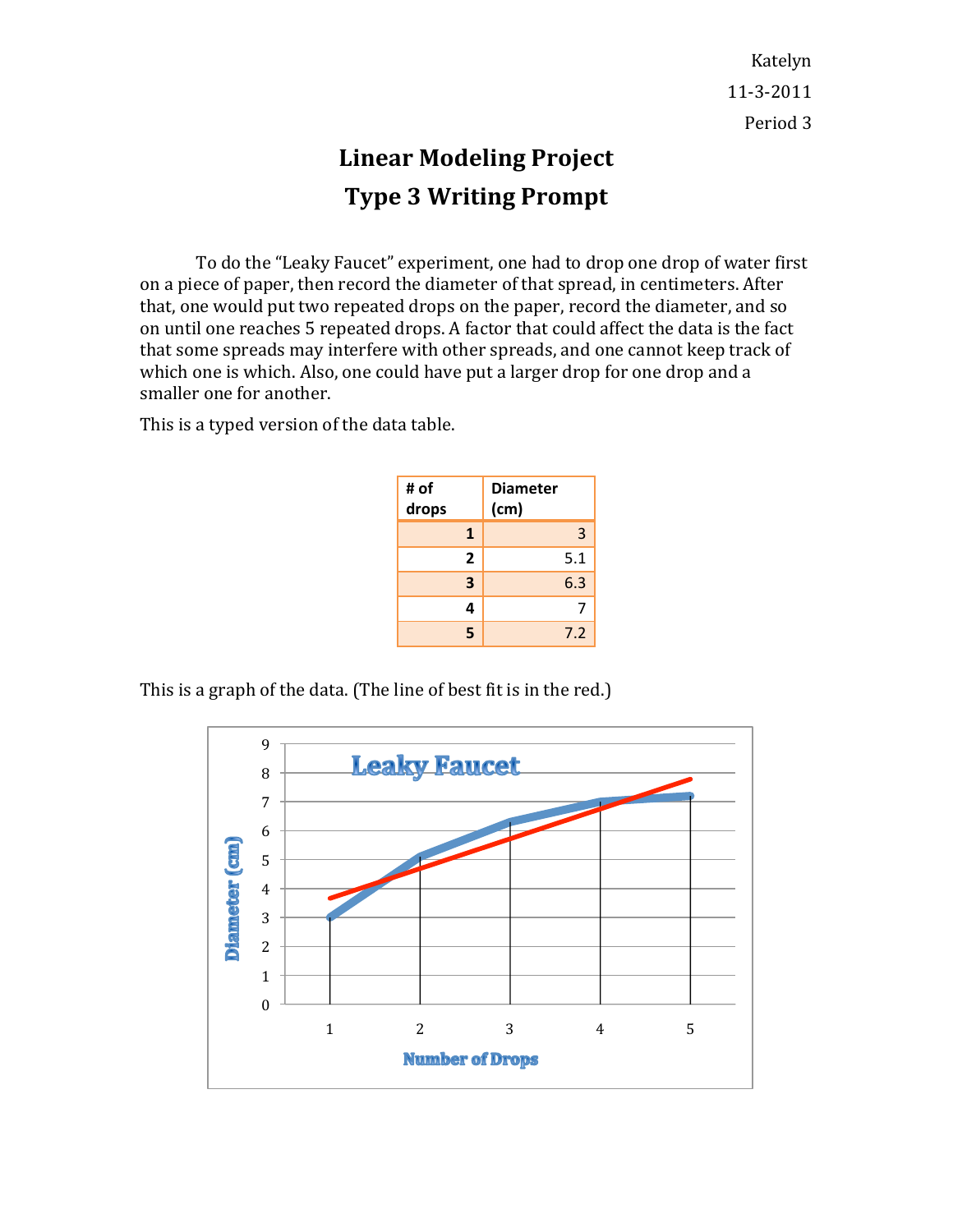Katelyn

11-3-2011

Period 3

# Linear Modeling Project
# Type 3 Writing Prompt

To do the "Leaky Faucet" experiment, one had to drop one drop of water first on a piece of paper, then record the diameter of that spread, in centimeters. After that, one would put two repeated drops on the paper, record the diameter, and so on until one reaches 5 repeated drops. A factor that could affect the data is the fact that some spreads may interfere with other spreads, and one cannot keep track of which one is which. Also, one could have put a larger drop for one drop and a smaller one for another.

This is a typed version of the data table.

| # of drops | Diameter (cm) |
|---|---|
| 1 | 3 |
| 2 | 5.1 |
| 3 | 6.3 |
| 4 | 7 |
| 5 | 7.2 |

This is a graph of the data. (The line of best fit is in the red.)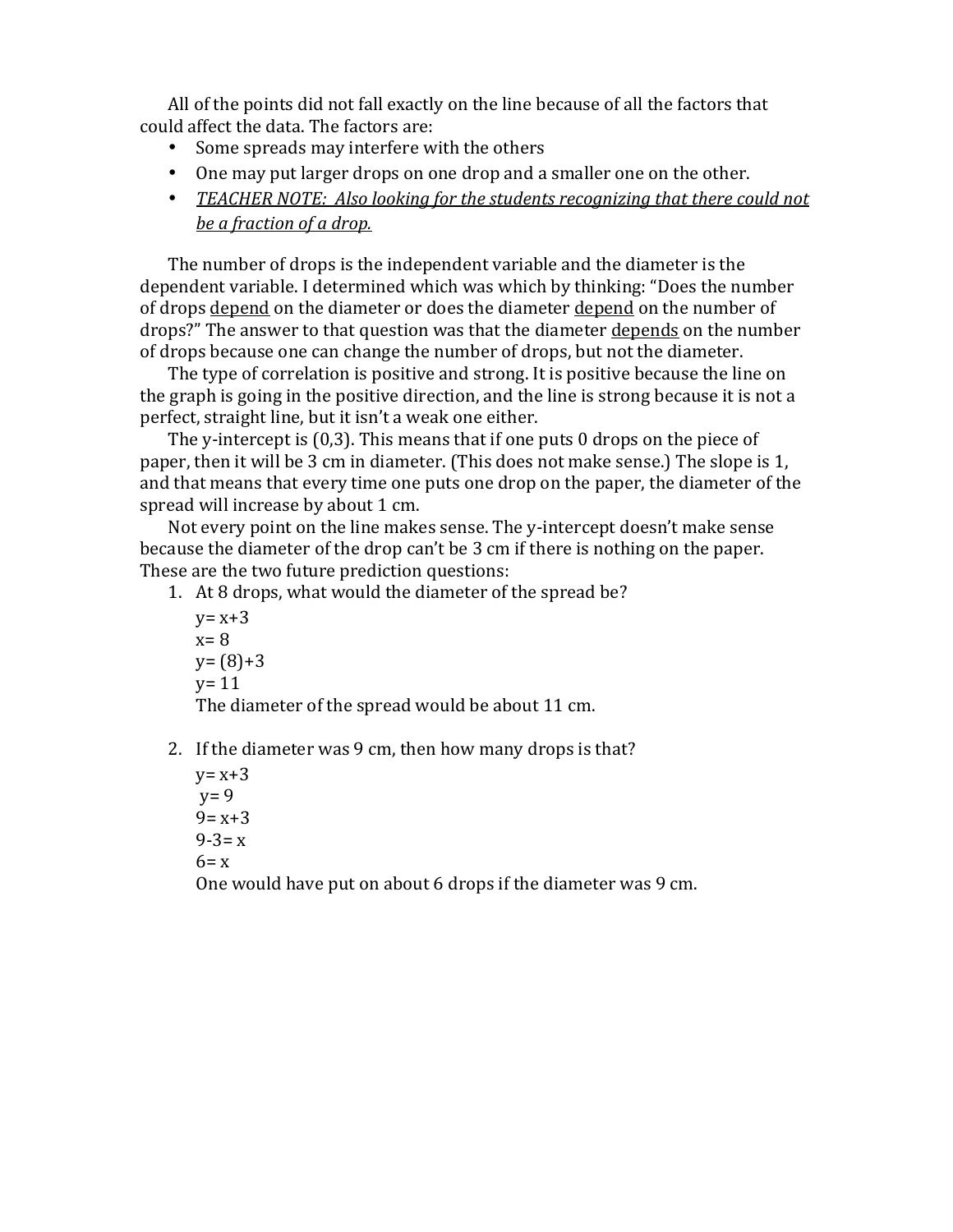All of the points did not fall exactly on the line because of all the factors that could affect the data. The factors are:

- Some spreads may interfere with the others
- One may put larger drops on one drop and a smaller one on the other.
- *<u>TEACHER NOTE: Also looking for the students recognizing that there could not be a fraction of a drop.</u>*

The number of drops is the independent variable and the diameter is the dependent variable. I determined which was which by thinking: "Does the number of drops <u>depend</u> on the diameter or does the diameter <u>depend</u> on the number of drops?" The answer to that question was that the diameter <u>depends</u> on the number of drops because one can change the number of drops, but not the diameter.

The type of correlation is positive and strong. It is positive because the line on the graph is going in the positive direction, and the line is strong because it is not a perfect, straight line, but it isn't a weak one either.

The y-intercept is (0,3). This means that if one puts 0 drops on the piece of paper, then it will be 3 cm in diameter. (This does not make sense.) The slope is 1, and that means that every time one puts one drop on the paper, the diameter of the spread will increase by about 1 cm.

Not every point on the line makes sense. The y-intercept doesn't make sense because the diameter of the drop can't be 3 cm if there is nothing on the paper. These are the two future prediction questions:

1. At 8 drops, what would the diameter of the spread be?

   $y= x+3$
   $x= 8$
   $y= (8)+3$
   $y= 11$
   The diameter of the spread would be about 11 cm.

2. If the diameter was 9 cm, then how many drops is that?

   $y= x+3$
   $y= 9$
   $9= x+3$
   $9-3= x$
   $6= x$
   One would have put on about 6 drops if the diameter was 9 cm.